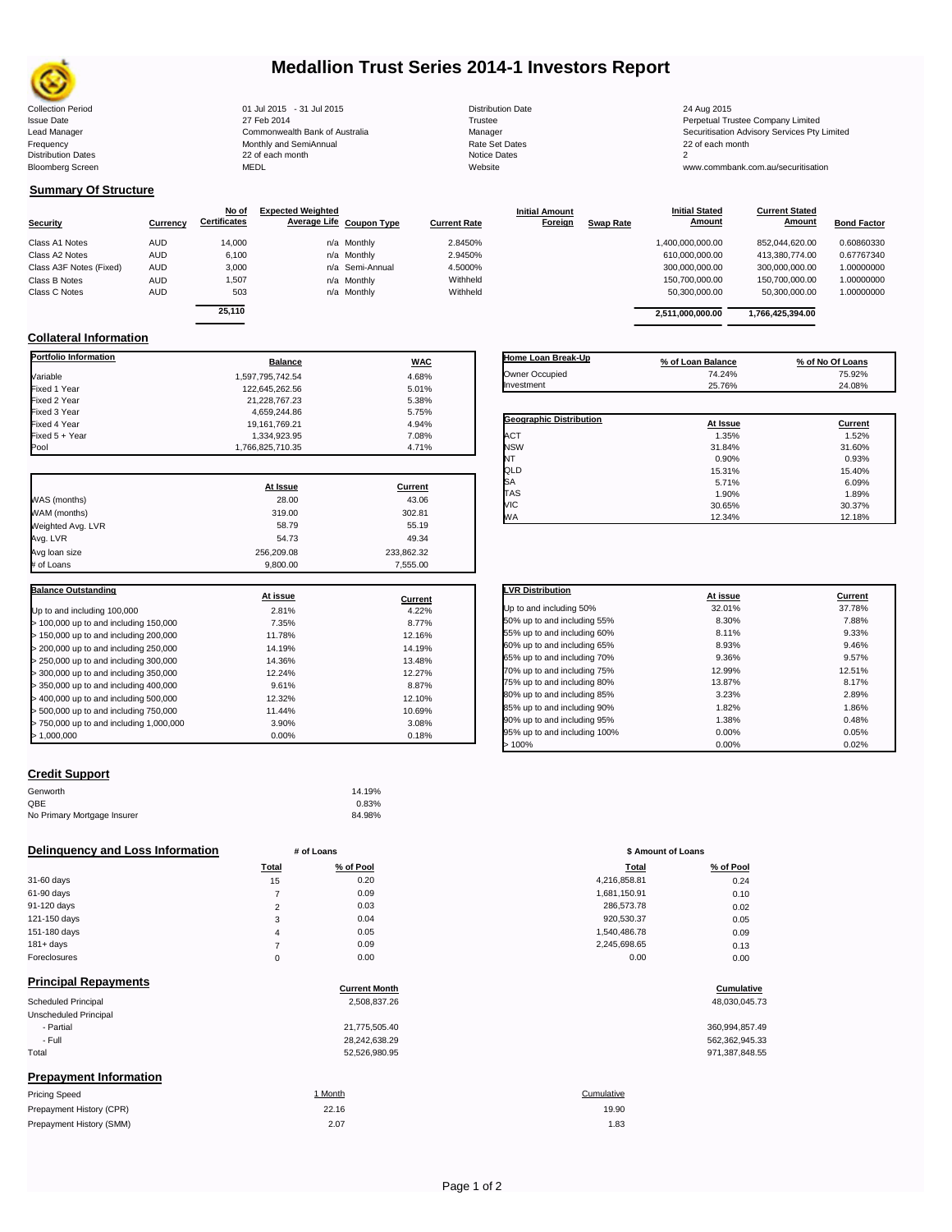# Medallion Trust Series 2014-1 Investors Report

| | | | |
|---|---|---|---|
| Collection Period | 01 Jul 2015 - 31 Jul 2015 | Distribution Date | 24 Aug 2015 |
| Issue Date | 27 Feb 2014 | Trustee | Perpetual Trustee Company Limited |
| Lead Manager | Commonwealth Bank of Australia | Manager | Securitisation Advisory Services Pty Limited |
| Frequency | Monthly and SemiAnnual | Rate Set Dates | 22 of each month |
| Distribution Dates | 22 of each month | Notice Dates | 2 |
| Bloomberg Screen | MEDL | Website | www.commbank.com.au/securitisation |

## Summary Of Structure

| Security | Currency | No of Certificates | Expected Weighted Average Life | Coupon Type | Current Rate | Initial Amount Foreign | Swap Rate | Initial Stated Amount | Current Stated Amount | Bond Factor |
|---|---|---|---|---|---|---|---|---|---|---|
| Class A1 Notes | AUD | 14,000 | n/a | Monthly | 2.8450% | | | 1,400,000,000.00 | 852,044,620.00 | 0.60860330 |
| Class A2 Notes | AUD | 6,100 | n/a | Monthly | 2.9450% | | | 610,000,000.00 | 413,380,774.00 | 0.67767340 |
| Class A3F Notes (Fixed) | AUD | 3,000 | n/a | Semi-Annual | 4.5000% | | | 300,000,000.00 | 300,000,000.00 | 1.00000000 |
| Class B Notes | AUD | 1,507 | n/a | Monthly | Withheld | | | 150,700,000.00 | 150,700,000.00 | 1.00000000 |
| Class C Notes | AUD | 503 | n/a | Monthly | Withheld | | | 50,300,000.00 | 50,300,000.00 | 1.00000000 |
| | | 25,110 | | | | | | 2,511,000,000.00 | 1,766,425,394.00 | |

## Collateral Information

| Portfolio Information | Balance | WAC |
|---|---|---|
| Variable | 1,597,795,742.54 | 4.68% |
| Fixed 1 Year | 122,645,262.56 | 5.01% |
| Fixed 2 Year | 21,228,767.23 | 5.38% |
| Fixed 3 Year | 4,659,244.86 | 5.75% |
| Fixed 4 Year | 19,161,769.21 | 4.94% |
| Fixed 5 + Year | 1,334,923.95 | 7.08% |
| Pool | 1,766,825,710.35 | 4.71% |

| | At Issue | Current |
|---|---|---|
| WAS (months) | 28.00 | 43.06 |
| WAM (months) | 319.00 | 302.81 |
| Weighted Avg. LVR | 58.79 | 55.19 |
| Avg. LVR | 54.73 | 49.34 |
| Avg loan size | 256,209.08 | 233,862.32 |
| # of Loans | 9,800.00 | 7,555.00 |

| Balance Outstanding | At issue | Current |
|---|---|---|
| Up to and including 100,000 | 2.81% | 4.22% |
| > 100,000 up to and including 150,000 | 7.35% | 8.77% |
| > 150,000 up to and including 200,000 | 11.78% | 12.16% |
| > 200,000 up to and including 250,000 | 14.19% | 14.19% |
| > 250,000 up to and including 300,000 | 14.36% | 13.48% |
| > 300,000 up to and including 350,000 | 12.24% | 12.27% |
| > 350,000 up to and including 400,000 | 9.61% | 8.87% |
| > 400,000 up to and including 500,000 | 12.32% | 12.10% |
| > 500,000 up to and including 750,000 | 11.44% | 10.69% |
| > 750,000 up to and including 1,000,000 | 3.90% | 3.08% |
| > 1,000,000 | 0.00% | 0.18% |

| Home Loan Break-Up | % of Loan Balance | % of No Of Loans |
|---|---|---|
| Owner Occupied | 74.24% | 75.92% |
| Investment | 25.76% | 24.08% |

| Geographic Distribution | At Issue | Current |
|---|---|---|
| ACT | 1.35% | 1.52% |
| NSW | 31.84% | 31.60% |
| NT | 0.90% | 0.93% |
| QLD | 15.31% | 15.40% |
| SA | 5.71% | 6.09% |
| TAS | 1.90% | 1.89% |
| VIC | 30.65% | 30.37% |
| WA | 12.34% | 12.18% |

| LVR Distribution | At issue | Current |
|---|---|---|
| Up to and including 50% | 32.01% | 37.78% |
| 50% up to and including 55% | 8.30% | 7.88% |
| 55% up to and including 60% | 8.11% | 9.33% |
| 60% up to and including 65% | 8.93% | 9.46% |
| 65% up to and including 70% | 9.36% | 9.57% |
| 70% up to and including 75% | 12.99% | 12.51% |
| 75% up to and including 80% | 13.87% | 8.17% |
| 80% up to and including 85% | 3.23% | 2.89% |
| 85% up to and including 90% | 1.82% | 1.86% |
| 90% up to and including 95% | 1.38% | 0.48% |
| 95% up to and including 100% | 0.00% | 0.05% |
| > 100% | 0.00% | 0.02% |

## Credit Support

| | |
|---|---|
| Genworth | 14.19% |
| QBE | 0.83% |
| No Primary Mortgage Insurer | 84.98% |

## Delinquency and Loss Information

| | # of Loans Total | # of Loans % of Pool | $ Amount of Loans Total | $ Amount of Loans % of Pool |
|---|---|---|---|---|
| 31-60 days | 15 | 0.20 | 4,216,858.81 | 0.24 |
| 61-90 days | 7 | 0.09 | 1,681,150.91 | 0.10 |
| 91-120 days | 2 | 0.03 | 286,573.78 | 0.02 |
| 121-150 days | 3 | 0.04 | 920,530.37 | 0.05 |
| 151-180 days | 4 | 0.05 | 1,540,486.78 | 0.09 |
| 181+ days | 7 | 0.09 | 2,245,698.65 | 0.13 |
| Foreclosures | 0 | 0.00 | 0.00 | 0.00 |

## Principal Repayments

| | Current Month | Cumulative |
|---|---|---|
| Scheduled Principal | 2,508,837.26 | 48,030,045.73 |
| Unscheduled Principal | | |
| - Partial | 21,775,505.40 | 360,994,857.49 |
| - Full | 28,242,638.29 | 562,362,945.33 |
| Total | 52,526,980.95 | 971,387,848.55 |

## Prepayment Information

| Pricing Speed | 1 Month | Cumulative |
|---|---|---|
| Prepayment History (CPR) | 22.16 | 19.90 |
| Prepayment History (SMM) | 2.07 | 1.83 |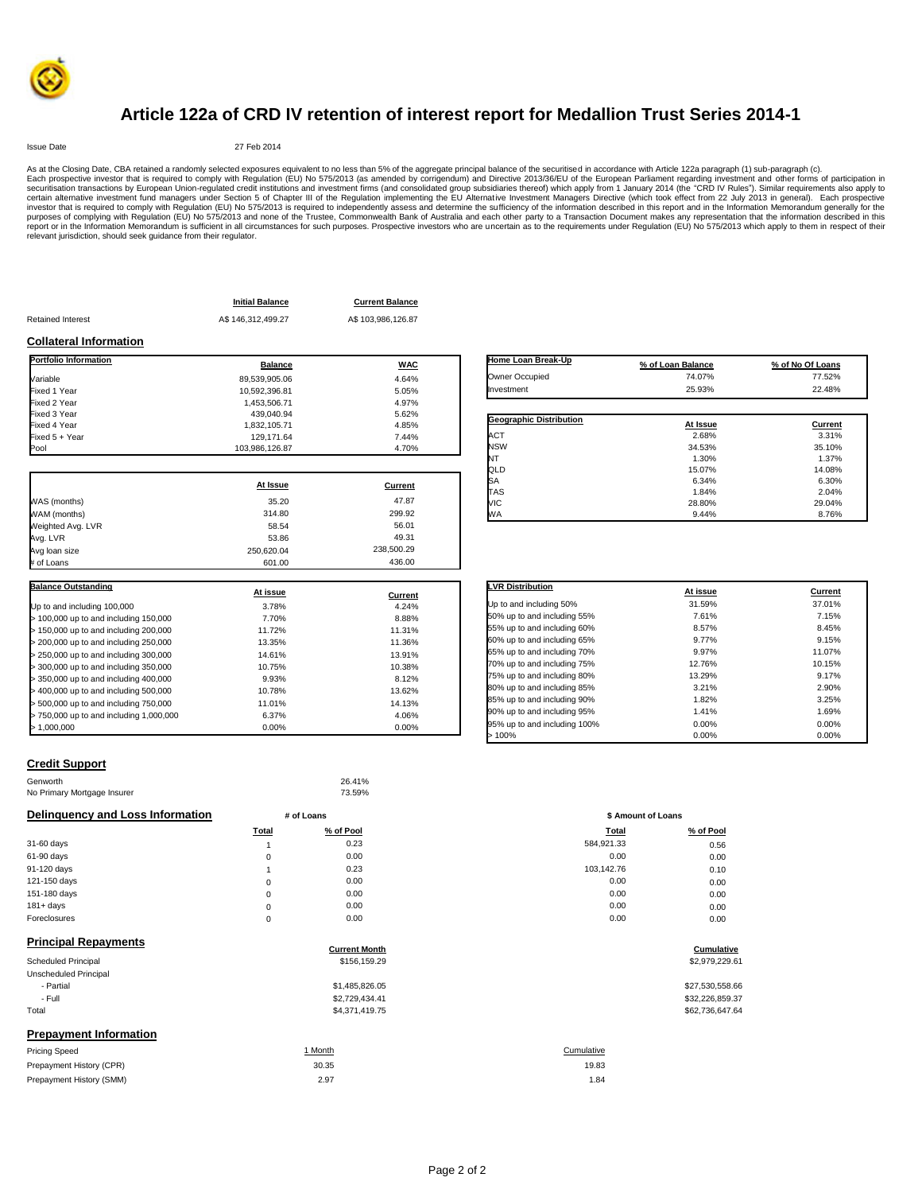# Article 122a of CRD IV retention of interest report for Medallion Trust Series 2014-1

Issue Date 27 Feb 2014

As at the Closing Date, CBA retained a randomly selected exposures equivalent to no less than 5% of the aggregate principal balance of the securitised in accordance with Article 122a paragraph (1) sub-paragraph (c). Each prospective investor that is required to comply with Regulation (EU) No 575/2013 (as amended by corrigendum) and Directive 2013/36/EU of the European Parliament regarding investment and other forms of participation in securitisation transactions by European Union-regulated credit institutions and investment firms (and consolidated group subsidiaries thereof) which apply from 1 January 2014 (the "CRD IV Rules"). Similar requirements also apply to certain alternative investment fund managers under Section 5 of Chapter III of the Regulation implementing the EU Alternative Investment Managers Directive (which took effect from 22 July 2013 in general). Each prospective investor that is required to comply with Regulation (EU) No 575/2013 is required to independently assess and determine the sufficiency of the information described in this report and in the Information Memorandum generally for the purposes of complying with Regulation (EU) No 575/2013 and none of the Trustee, Commonwealth Bank of Australia and each other party to a Transaction Document makes any representation that the information described in this report or in the Information Memorandum is sufficient in all circumstances for such purposes. Prospective investors who are uncertain as to the requirements under Regulation (EU) No 575/2013 which apply to them in respect of their relevant jurisdiction, should seek guidance from their regulator.

| | Initial Balance | Current Balance |
|---|---|---|
| Retained Interest | A$ 146,312,499.27 | A$ 103,986,126.87 |

## Collateral Information

| Portfolio Information | Balance | WAC |
|---|---|---|
| Variable | 89,539,905.06 | 4.64% |
| Fixed 1 Year | 10,592,396.81 | 5.05% |
| Fixed 2 Year | 1,453,506.71 | 4.97% |
| Fixed 3 Year | 439,040.94 | 5.62% |
| Fixed 4 Year | 1,832,105.71 | 4.85% |
| Fixed 5 + Year | 129,171.64 | 7.44% |
| Pool | 103,986,126.87 | 4.70% |

| | At Issue | Current |
|---|---|---|
| WAS (months) | 35.20 | 47.87 |
| WAM (months) | 314.80 | 299.92 |
| Weighted Avg. LVR | 58.54 | 56.01 |
| Avg. LVR | 53.86 | 49.31 |
| Avg loan size | 250,620.04 | 238,500.29 |
| # of Loans | 601.00 | 436.00 |

| Balance Outstanding | At issue | Current |
|---|---|---|
| Up to and including 100,000 | 3.78% | 4.24% |
| > 100,000 up to and including 150,000 | 7.70% | 8.88% |
| > 150,000 up to and including 200,000 | 11.72% | 11.31% |
| > 200,000 up to and including 250,000 | 13.35% | 11.36% |
| > 250,000 up to and including 300,000 | 14.61% | 13.91% |
| > 300,000 up to and including 350,000 | 10.75% | 10.38% |
| > 350,000 up to and including 400,000 | 9.93% | 8.12% |
| > 400,000 up to and including 500,000 | 10.78% | 13.62% |
| > 500,000 up to and including 750,000 | 11.01% | 14.13% |
| > 750,000 up to and including 1,000,000 | 6.37% | 4.06% |
| > 1,000,000 | 0.00% | 0.00% |

| Home Loan Break-Up | % of Loan Balance | % of No Of Loans |
|---|---|---|
| Owner Occupied | 74.07% | 77.52% |
| Investment | 25.93% | 22.48% |

| Geographic Distribution | At Issue | Current |
|---|---|---|
| ACT | 2.68% | 3.31% |
| NSW | 34.53% | 35.10% |
| NT | 1.30% | 1.37% |
| QLD | 15.07% | 14.08% |
| SA | 6.34% | 6.30% |
| TAS | 1.84% | 2.04% |
| VIC | 28.80% | 29.04% |
| WA | 9.44% | 8.76% |

| LVR Distribution | At issue | Current |
|---|---|---|
| Up to and including 50% | 31.59% | 37.01% |
| 50% up to and including 55% | 7.61% | 7.15% |
| 55% up to and including 60% | 8.57% | 8.45% |
| 60% up to and including 65% | 9.77% | 9.15% |
| 65% up to and including 70% | 9.97% | 11.07% |
| 70% up to and including 75% | 12.76% | 10.15% |
| 75% up to and including 80% | 13.29% | 9.17% |
| 80% up to and including 85% | 3.21% | 2.90% |
| 85% up to and including 90% | 1.82% | 3.25% |
| 90% up to and including 95% | 1.41% | 1.69% |
| 95% up to and including 100% | 0.00% | 0.00% |
| > 100% | 0.00% | 0.00% |

## Credit Support

| | |
|---|---|
| Genworth | 26.41% |
| No Primary Mortgage Insurer | 73.59% |

## Delinquency and Loss Information

| | # of Loans | | $ Amount of Loans | |
|---|---|---|---|---|
| | Total | % of Pool | Total | % of Pool |
| 31-60 days | 1 | 0.23 | 584,921.33 | 0.56 |
| 61-90 days | 0 | 0.00 | 0.00 | 0.00 |
| 91-120 days | 1 | 0.23 | 103,142.76 | 0.10 |
| 121-150 days | 0 | 0.00 | 0.00 | 0.00 |
| 151-180 days | 0 | 0.00 | 0.00 | 0.00 |
| 181+ days | 0 | 0.00 | 0.00 | 0.00 |
| Foreclosures | 0 | 0.00 | 0.00 | 0.00 |

## Principal Repayments

| | Current Month | Cumulative |
|---|---|---|
| Scheduled Principal | $156,159.29 | $2,979,229.61 |
| Unscheduled Principal | | |
| - Partial | $1,485,826.05 | $27,530,558.66 |
| - Full | $2,729,434.41 | $32,226,859.37 |
| Total | $4,371,419.75 | $62,736,647.64 |

## Prepayment Information

| Pricing Speed | 1 Month | Cumulative |
|---|---|---|
| Prepayment History (CPR) | 30.35 | 19.83 |
| Prepayment History (SMM) | 2.97 | 1.84 |